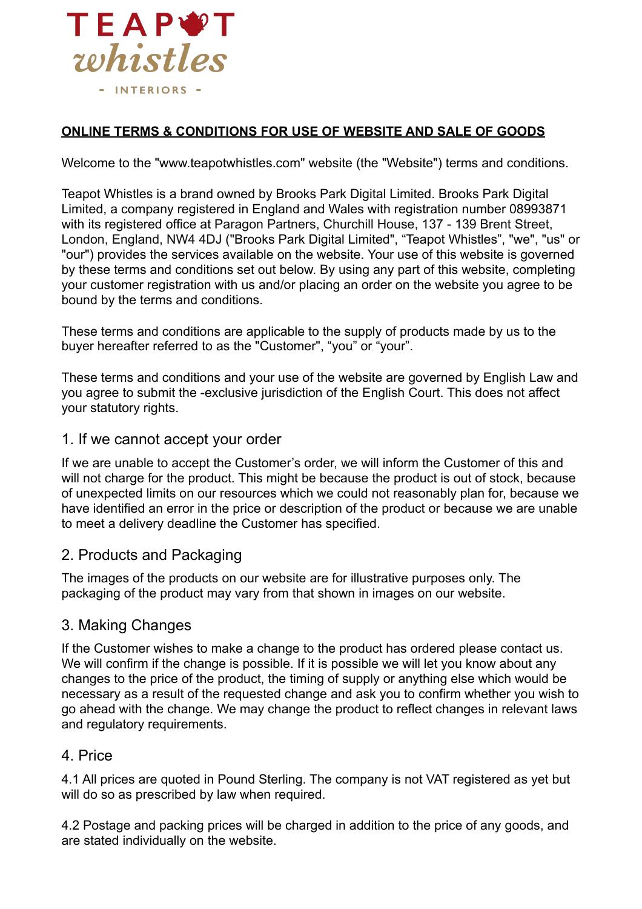TEAPOT whistles

- INTERIORS -

**ONLINE TERMS & CONDITIONS FOR USE OF WEBSITE AND SALE OF GOODS**

Welcome to the "www.teapotwhistles.com" website (the "Website") terms and conditions.

Teapot Whistles is a brand owned by Brooks Park Digital Limited. Brooks Park Digital Limited, a company registered in England and Wales with registration number 08993871 with its registered office at Paragon Partners, Churchill House, 137 - 139 Brent Street, London, England, NW4 4DJ ("Brooks Park Digital Limited", "Teapot Whistles", "we", "us" or "our") provides the services available on the website. Your use of this website is governed by these terms and conditions set out below. By using any part of this website, completing your customer registration with us and/or placing an order on the website you agree to be bound by the terms and conditions.

These terms and conditions are applicable to the supply of products made by us to the buyer hereafter referred to as the "Customer", "you" or "your".

These terms and conditions and your use of the website are governed by English Law and you agree to submit the -exclusive jurisdiction of the English Court. This does not affect your statutory rights.

## 1. If we cannot accept your order

If we are unable to accept the Customer's order, we will inform the Customer of this and will not charge for the product. This might be because the product is out of stock, because of unexpected limits on our resources which we could not reasonably plan for, because we have identified an error in the price or description of the product or because we are unable to meet a delivery deadline the Customer has specified.

## 2. Products and Packaging

The images of the products on our website are for illustrative purposes only. The packaging of the product may vary from that shown in images on our website.

## 3. Making Changes

If the Customer wishes to make a change to the product has ordered please contact us. We will confirm if the change is possible. If it is possible we will let you know about any changes to the price of the product, the timing of supply or anything else which would be necessary as a result of the requested change and ask you to confirm whether you wish to go ahead with the change. We may change the product to reflect changes in relevant laws and regulatory requirements.

## 4. Price

4.1 All prices are quoted in Pound Sterling. The company is not VAT registered as yet but will do so as prescribed by law when required.

4.2 Postage and packing prices will be charged in addition to the price of any goods, and are stated individually on the website.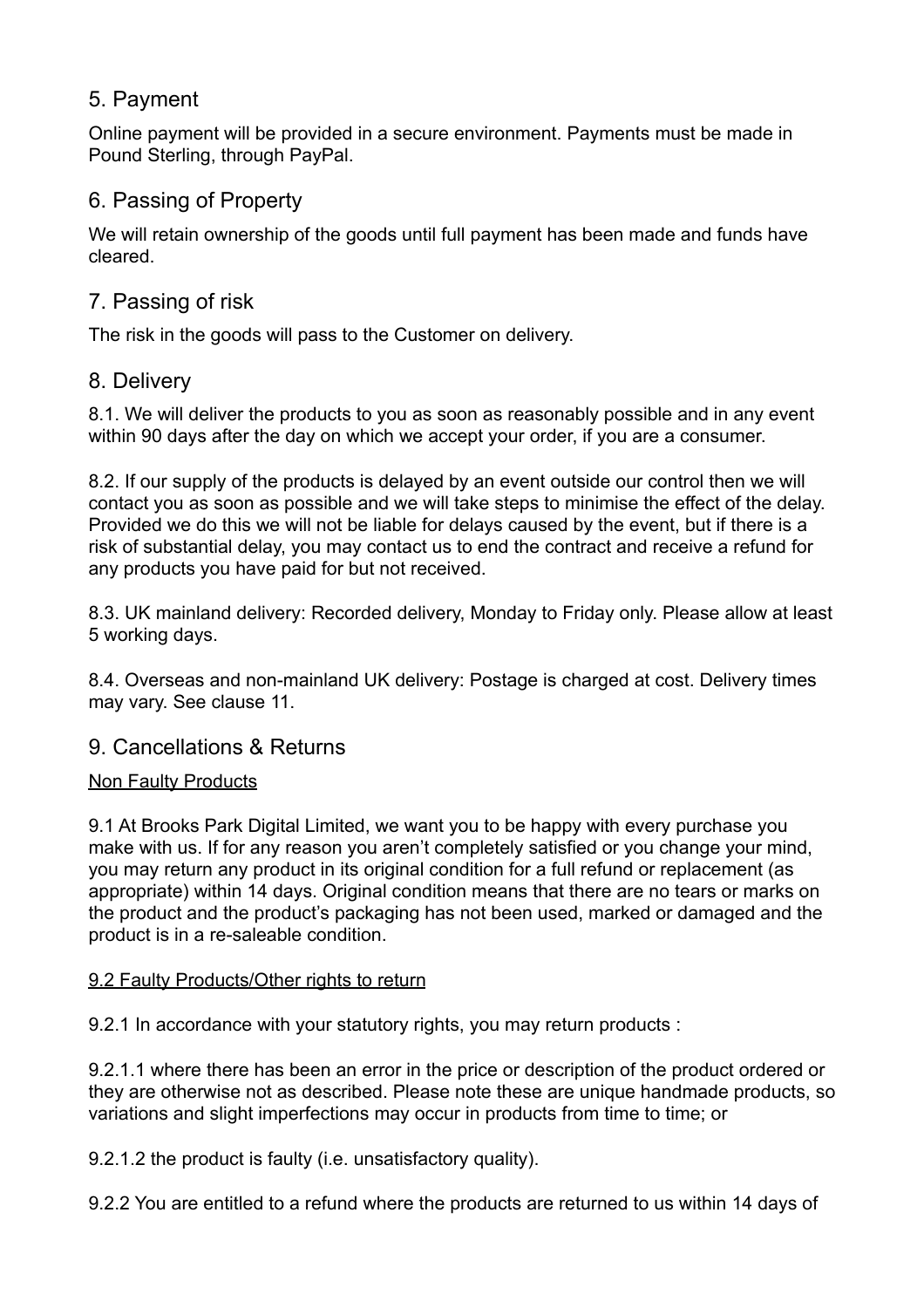## 5. Payment

Online payment will be provided in a secure environment. Payments must be made in Pound Sterling, through PayPal.

## 6. Passing of Property

We will retain ownership of the goods until full payment has been made and funds have cleared.

## 7. Passing of risk

The risk in the goods will pass to the Customer on delivery.

## 8. Delivery

8.1. We will deliver the products to you as soon as reasonably possible and in any event within 90 days after the day on which we accept your order, if you are a consumer.

8.2. If our supply of the products is delayed by an event outside our control then we will contact you as soon as possible and we will take steps to minimise the effect of the delay. Provided we do this we will not be liable for delays caused by the event, but if there is a risk of substantial delay, you may contact us to end the contract and receive a refund for any products you have paid for but not received.

8.3. UK mainland delivery: Recorded delivery, Monday to Friday only. Please allow at least 5 working days.

8.4. Overseas and non-mainland UK delivery: Postage is charged at cost. Delivery times may vary. See clause 11.

## 9. Cancellations & Returns

<u>Non Faulty Products</u>

9.1 At Brooks Park Digital Limited, we want you to be happy with every purchase you make with us. If for any reason you aren't completely satisfied or you change your mind, you may return any product in its original condition for a full refund or replacement (as appropriate) within 14 days. Original condition means that there are no tears or marks on the product and the product's packaging has not been used, marked or damaged and the product is in a re-saleable condition.

<u>9.2 Faulty Products/Other rights to return</u>

9.2.1 In accordance with your statutory rights, you may return products :

9.2.1.1 where there has been an error in the price or description of the product ordered or they are otherwise not as described. Please note these are unique handmade products, so variations and slight imperfections may occur in products from time to time; or

9.2.1.2 the product is faulty (i.e. unsatisfactory quality).

9.2.2 You are entitled to a refund where the products are returned to us within 14 days of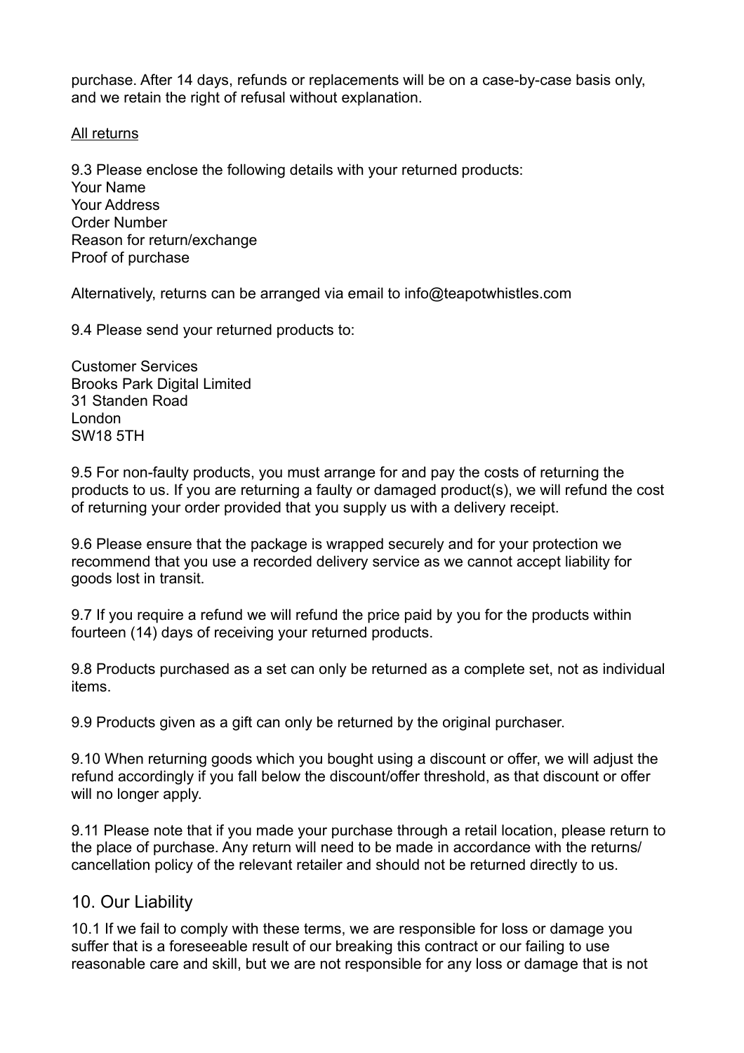purchase. After 14 days, refunds or replacements will be on a case-by-case basis only, and we retain the right of refusal without explanation.

<u>All returns</u>

9.3 Please enclose the following details with your returned products:
Your Name
Your Address
Order Number
Reason for return/exchange
Proof of purchase

Alternatively, returns can be arranged via email to info@teapotwhistles.com

9.4 Please send your returned products to:

Customer Services
Brooks Park Digital Limited
31 Standen Road
London
SW18 5TH

9.5 For non-faulty products, you must arrange for and pay the costs of returning the products to us. If you are returning a faulty or damaged product(s), we will refund the cost of returning your order provided that you supply us with a delivery receipt.

9.6 Please ensure that the package is wrapped securely and for your protection we recommend that you use a recorded delivery service as we cannot accept liability for goods lost in transit.

9.7 If you require a refund we will refund the price paid by you for the products within fourteen (14) days of receiving your returned products.

9.8 Products purchased as a set can only be returned as a complete set, not as individual items.

9.9 Products given as a gift can only be returned by the original purchaser.

9.10 When returning goods which you bought using a discount or offer, we will adjust the refund accordingly if you fall below the discount/offer threshold, as that discount or offer will no longer apply.

9.11 Please note that if you made your purchase through a retail location, please return to the place of purchase. Any return will need to be made in accordance with the returns/ cancellation policy of the relevant retailer and should not be returned directly to us.

## 10. Our Liability

10.1 If we fail to comply with these terms, we are responsible for loss or damage you suffer that is a foreseeable result of our breaking this contract or our failing to use reasonable care and skill, but we are not responsible for any loss or damage that is not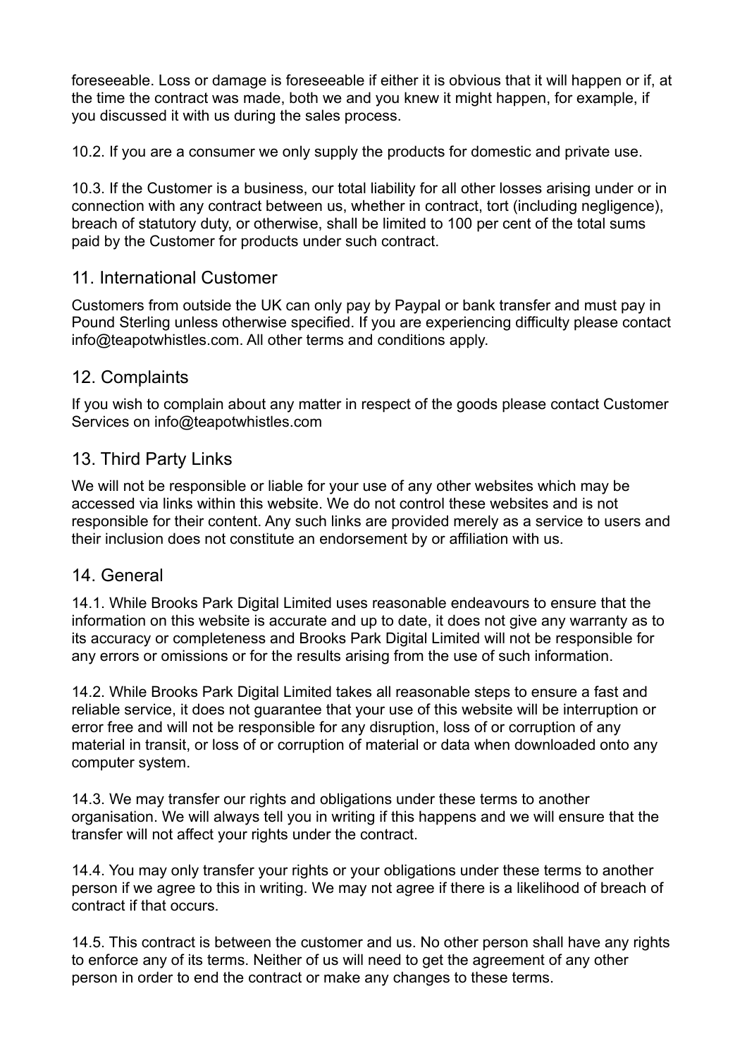foreseeable. Loss or damage is foreseeable if either it is obvious that it will happen or if, at the time the contract was made, both we and you knew it might happen, for example, if you discussed it with us during the sales process.

10.2. If you are a consumer we only supply the products for domestic and private use.

10.3. If the Customer is a business, our total liability for all other losses arising under or in connection with any contract between us, whether in contract, tort (including negligence), breach of statutory duty, or otherwise, shall be limited to 100 per cent of the total sums paid by the Customer for products under such contract.

## 11. International Customer

Customers from outside the UK can only pay by Paypal or bank transfer and must pay in Pound Sterling unless otherwise specified. If you are experiencing difficulty please contact info@teapotwhistles.com. All other terms and conditions apply.

## 12. Complaints

If you wish to complain about any matter in respect of the goods please contact Customer Services on info@teapotwhistles.com

## 13. Third Party Links

We will not be responsible or liable for your use of any other websites which may be accessed via links within this website. We do not control these websites and is not responsible for their content. Any such links are provided merely as a service to users and their inclusion does not constitute an endorsement by or affiliation with us.

## 14. General

14.1. While Brooks Park Digital Limited uses reasonable endeavours to ensure that the information on this website is accurate and up to date, it does not give any warranty as to its accuracy or completeness and Brooks Park Digital Limited will not be responsible for any errors or omissions or for the results arising from the use of such information.

14.2. While Brooks Park Digital Limited takes all reasonable steps to ensure a fast and reliable service, it does not guarantee that your use of this website will be interruption or error free and will not be responsible for any disruption, loss of or corruption of any material in transit, or loss of or corruption of material or data when downloaded onto any computer system.

14.3. We may transfer our rights and obligations under these terms to another organisation. We will always tell you in writing if this happens and we will ensure that the transfer will not affect your rights under the contract.

14.4. You may only transfer your rights or your obligations under these terms to another person if we agree to this in writing. We may not agree if there is a likelihood of breach of contract if that occurs.

14.5. This contract is between the customer and us. No other person shall have any rights to enforce any of its terms. Neither of us will need to get the agreement of any other person in order to end the contract or make any changes to these terms.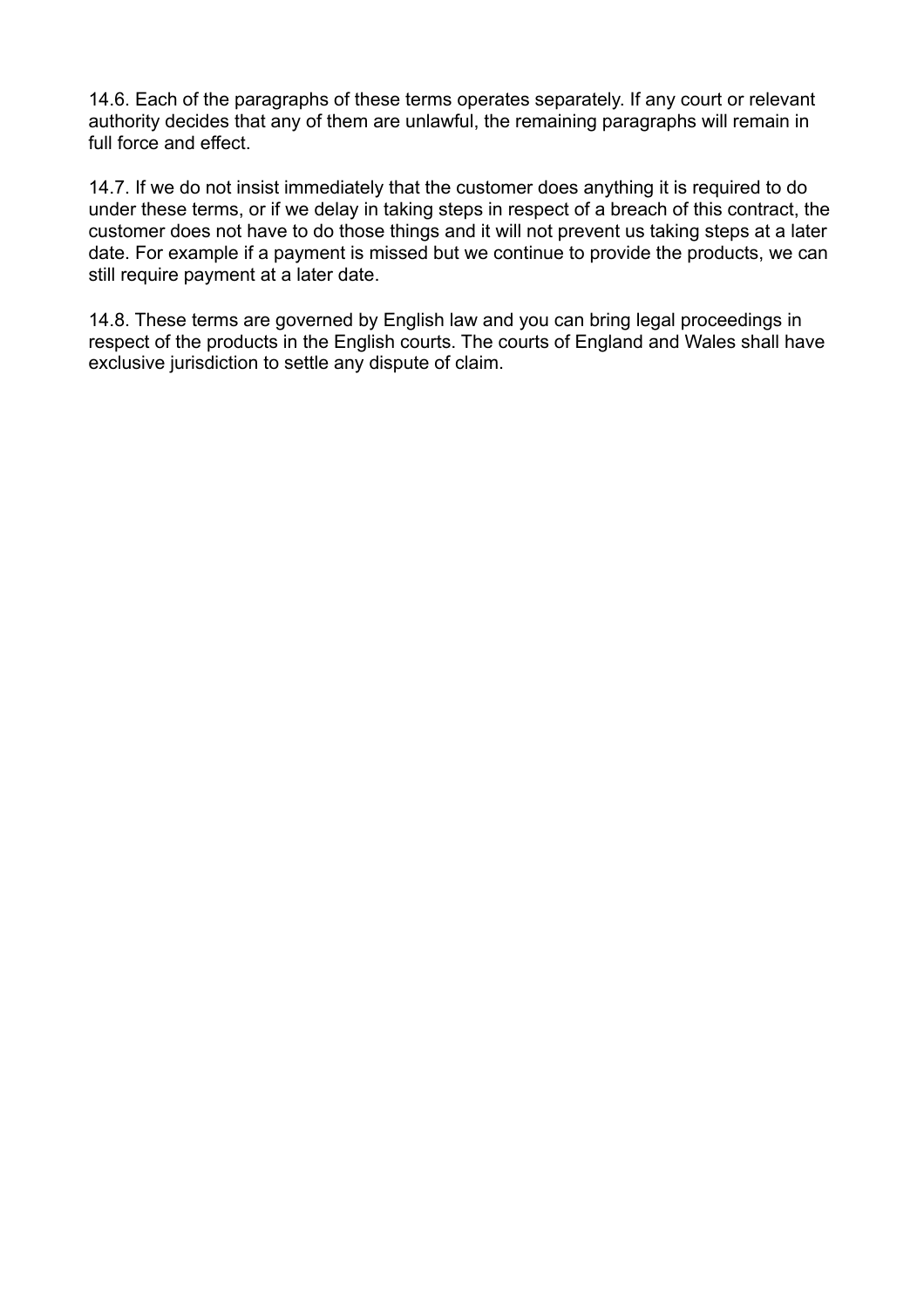14.6. Each of the paragraphs of these terms operates separately. If any court or relevant authority decides that any of them are unlawful, the remaining paragraphs will remain in full force and effect.

14.7. If we do not insist immediately that the customer does anything it is required to do under these terms, or if we delay in taking steps in respect of a breach of this contract, the customer does not have to do those things and it will not prevent us taking steps at a later date. For example if a payment is missed but we continue to provide the products, we can still require payment at a later date.

14.8. These terms are governed by English law and you can bring legal proceedings in respect of the products in the English courts. The courts of England and Wales shall have exclusive jurisdiction to settle any dispute of claim.